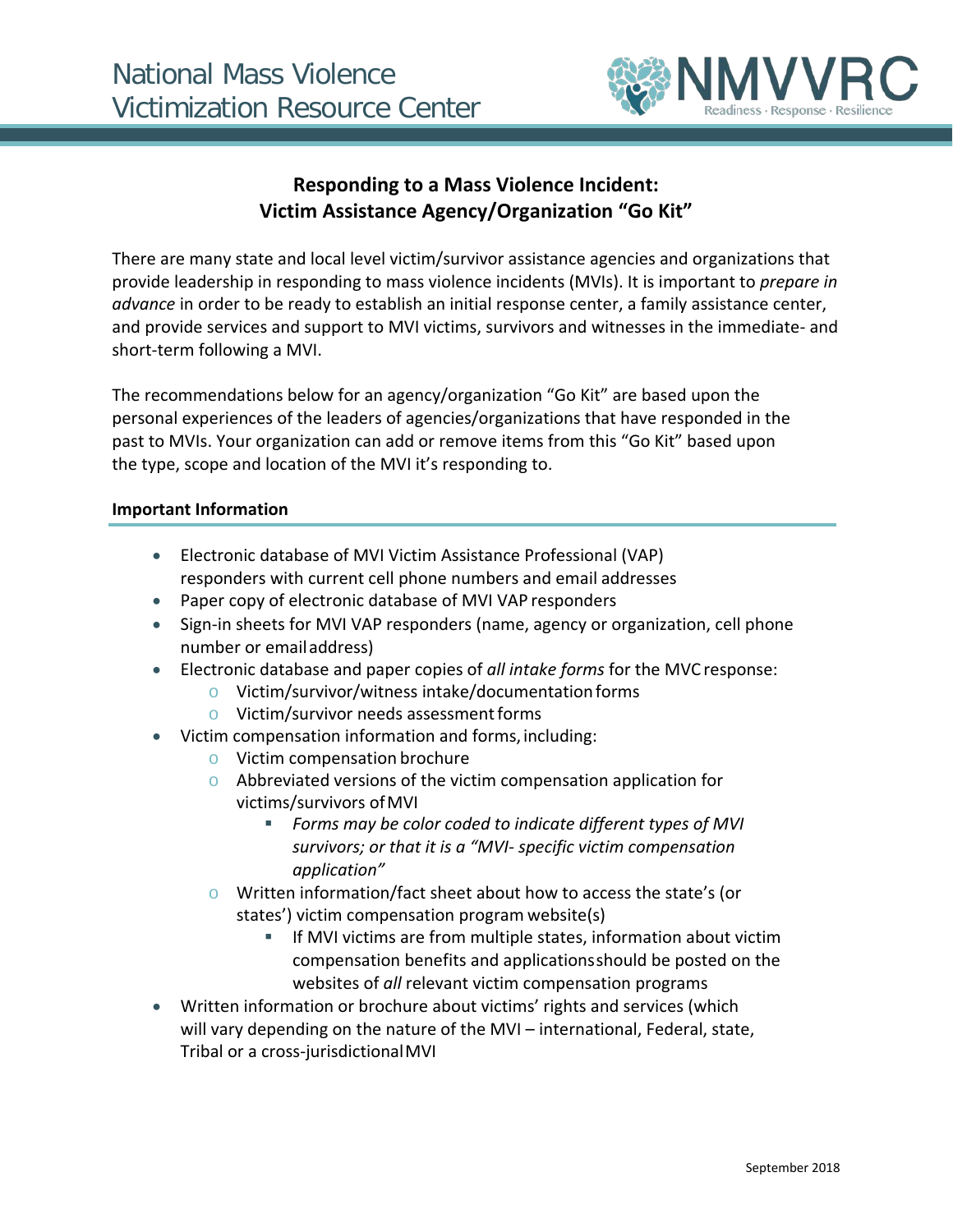National Mass Violence Victimization Resource Center

NMVVRC Readiness · Response · Resilience

# Responding to a Mass Violence Incident: Victim Assistance Agency/Organization "Go Kit"

There are many state and local level victim/survivor assistance agencies and organizations that provide leadership in responding to mass violence incidents (MVIs). It is important to *prepare in advance* in order to be ready to establish an initial response center, a family assistance center, and provide services and support to MVI victims, survivors and witnesses in the immediate- and short-term following a MVI.

The recommendations below for an agency/organization "Go Kit" are based upon the personal experiences of the leaders of agencies/organizations that have responded in the past to MVIs. Your organization can add or remove items from this "Go Kit" based upon the type, scope and location of the MVI it's responding to.

## Important Information

- Electronic database of MVI Victim Assistance Professional (VAP) responders with current cell phone numbers and email addresses
- Paper copy of electronic database of MVI VAP responders
- Sign-in sheets for MVI VAP responders (name, agency or organization, cell phone number or email address)
- Electronic database and paper copies of *all intake forms* for the MVC response:
  - Victim/survivor/witness intake/documentation forms
  - Victim/survivor needs assessment forms
- Victim compensation information and forms, including:
  - Victim compensation brochure
  - Abbreviated versions of the victim compensation application for victims/survivors of MVI
    - *Forms may be color coded to indicate different types of MVI survivors; or that it is a "MVI- specific victim compensation application"*
  - Written information/fact sheet about how to access the state's (or states') victim compensation program website(s)
    - If MVI victims are from multiple states, information about victim compensation benefits and applications should be posted on the websites of *all* relevant victim compensation programs
- Written information or brochure about victims' rights and services (which will vary depending on the nature of the MVI – international, Federal, state, Tribal or a cross-jurisdictional MVI

September 2018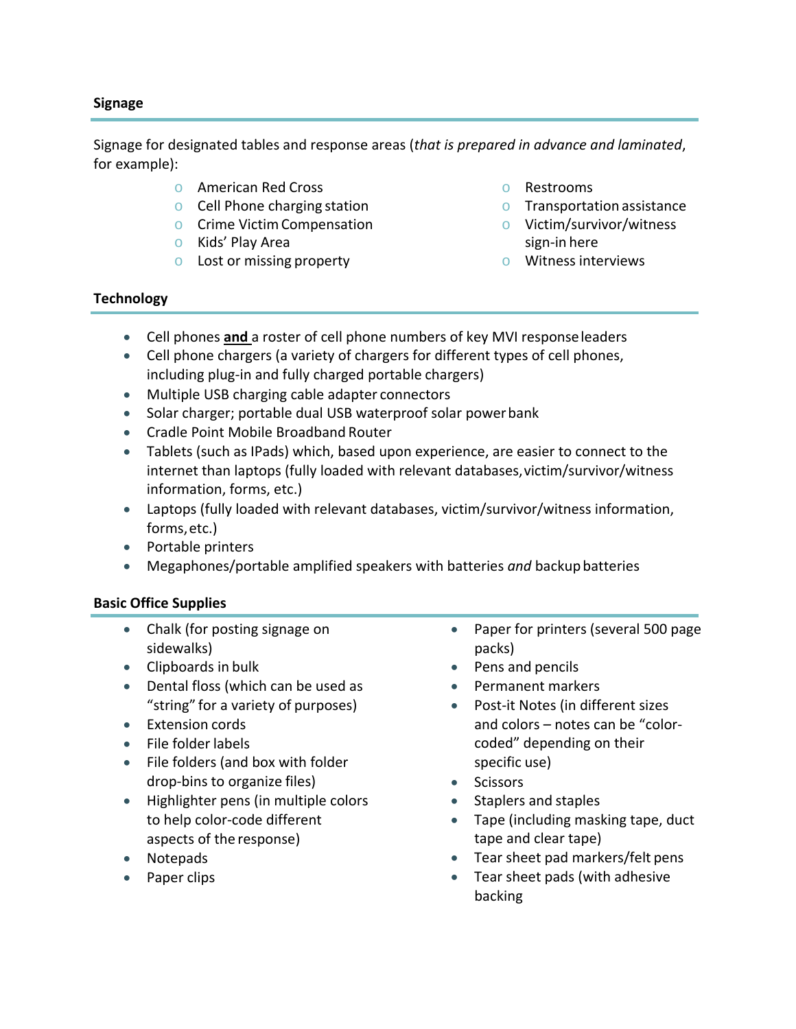### Signage

Signage for designated tables and response areas (*that is prepared in advance and laminated*, for example):

- American Red Cross
- Cell Phone charging station
- Crime Victim Compensation
- Kids' Play Area
- Lost or missing property
- Restrooms
- Transportation assistance
- Victim/survivor/witness sign-in here
- Witness interviews

### Technology

- Cell phones **and** a roster of cell phone numbers of key MVI response leaders
- Cell phone chargers (a variety of chargers for different types of cell phones, including plug-in and fully charged portable chargers)
- Multiple USB charging cable adapter connectors
- Solar charger; portable dual USB waterproof solar power bank
- Cradle Point Mobile Broadband Router
- Tablets (such as IPads) which, based upon experience, are easier to connect to the internet than laptops (fully loaded with relevant databases, victim/survivor/witness information, forms, etc.)
- Laptops (fully loaded with relevant databases, victim/survivor/witness information, forms, etc.)
- Portable printers
- Megaphones/portable amplified speakers with batteries *and* backup batteries

### Basic Office Supplies

- Chalk (for posting signage on sidewalks)
- Clipboards in bulk
- Dental floss (which can be used as "string" for a variety of purposes)
- Extension cords
- File folder labels
- File folders (and box with folder drop-bins to organize files)
- Highlighter pens (in multiple colors to help color-code different aspects of the response)
- Notepads
- Paper clips
- Paper for printers (several 500 page packs)
- Pens and pencils
- Permanent markers
- Post-it Notes (in different sizes and colors – notes can be "color-coded" depending on their specific use)
- Scissors
- Staplers and staples
- Tape (including masking tape, duct tape and clear tape)
- Tear sheet pad markers/felt pens
- Tear sheet pads (with adhesive backing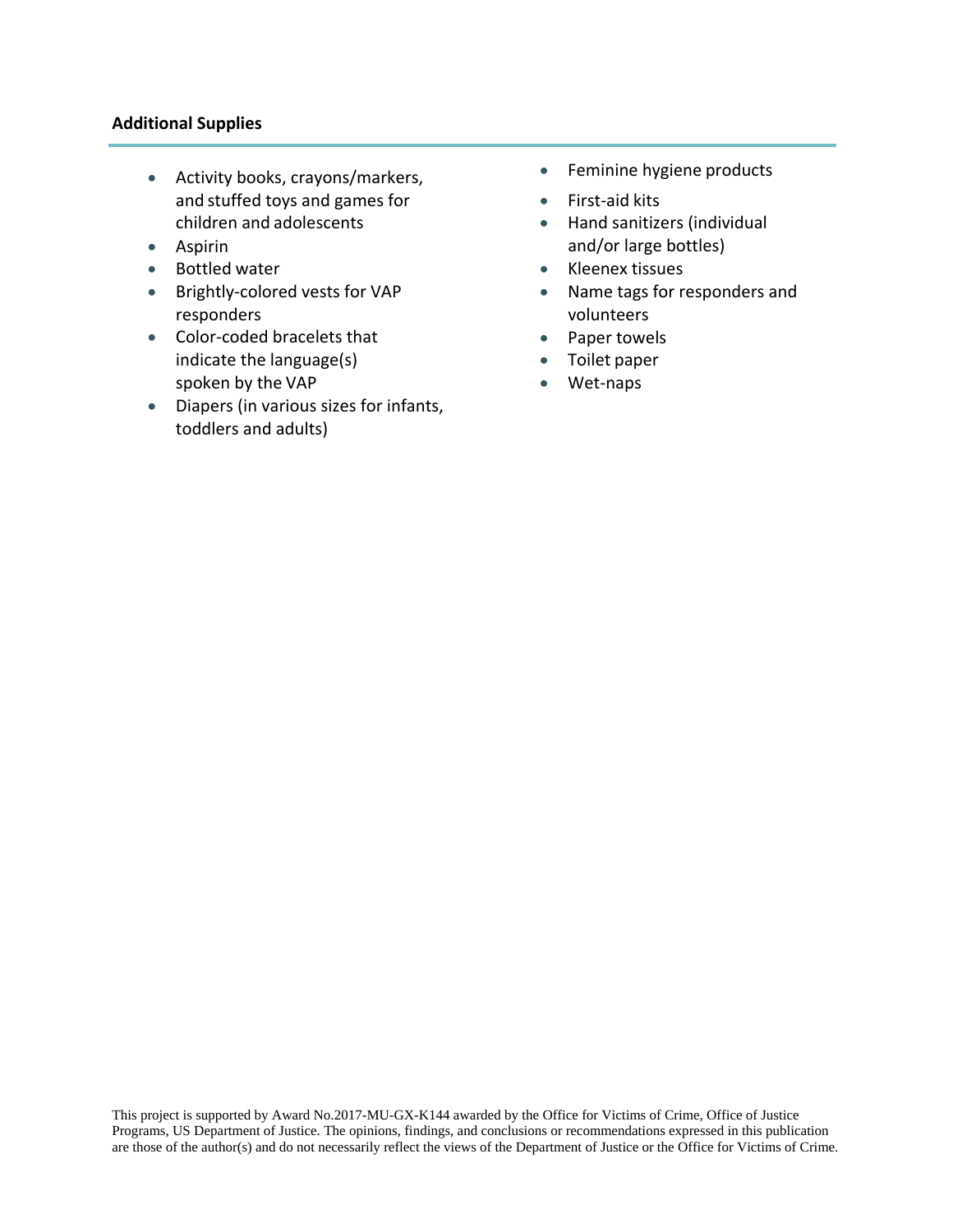## Additional Supplies

- Activity books, crayons/markers, and stuffed toys and games for children and adolescents
- Aspirin
- Bottled water
- Brightly-colored vests for VAP responders
- Color-coded bracelets that indicate the language(s) spoken by the VAP
- Diapers (in various sizes for infants, toddlers and adults)
- Feminine hygiene products
- First-aid kits
- Hand sanitizers (individual and/or large bottles)
- Kleenex tissues
- Name tags for responders and volunteers
- Paper towels
- Toilet paper
- Wet-naps

This project is supported by Award No.2017-MU-GX-K144 awarded by the Office for Victims of Crime, Office of Justice Programs, US Department of Justice. The opinions, findings, and conclusions or recommendations expressed in this publication are those of the author(s) and do not necessarily reflect the views of the Department of Justice or the Office for Victims of Crime.